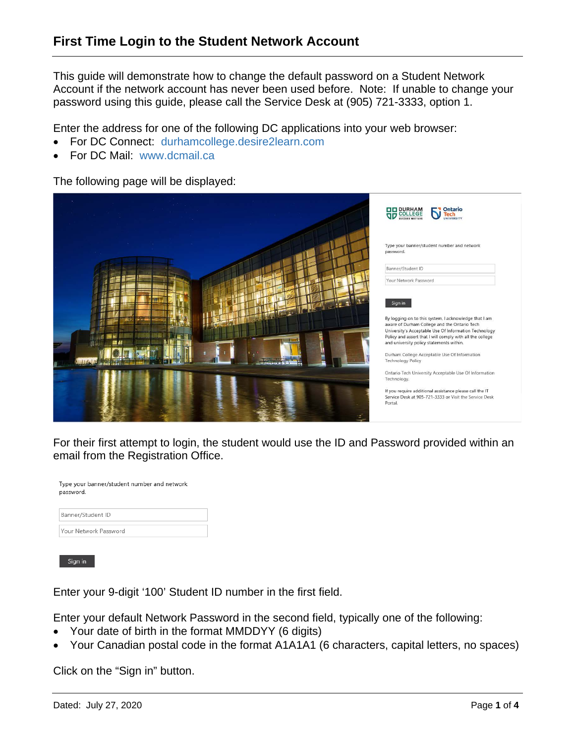# First Time Login to the Student Network Account

This guide will demonstrate how to change the default password on a Student Network Account if the network account has never been used before. Note: If unable to change your password using this guide, please call the Service Desk at (905) 721-3333, option 1.

Enter the address for one of the following DC applications into your web browser:

- For DC Connect: durhamcollege.desire2learn.com
- For DC Mail: www.dcmail.ca

The following page will be displayed:

For their first attempt to login, the student would use the ID and Password provided within an email from the Registration Office.

Enter your 9-digit '100' Student ID number in the first field.

Enter your default Network Password in the second field, typically one of the following:

- Your date of birth in the format MMDDYY (6 digits)
- Your Canadian postal code in the format A1A1A1 (6 characters, capital letters, no spaces)

Click on the "Sign in" button.

Dated: July 27, 2020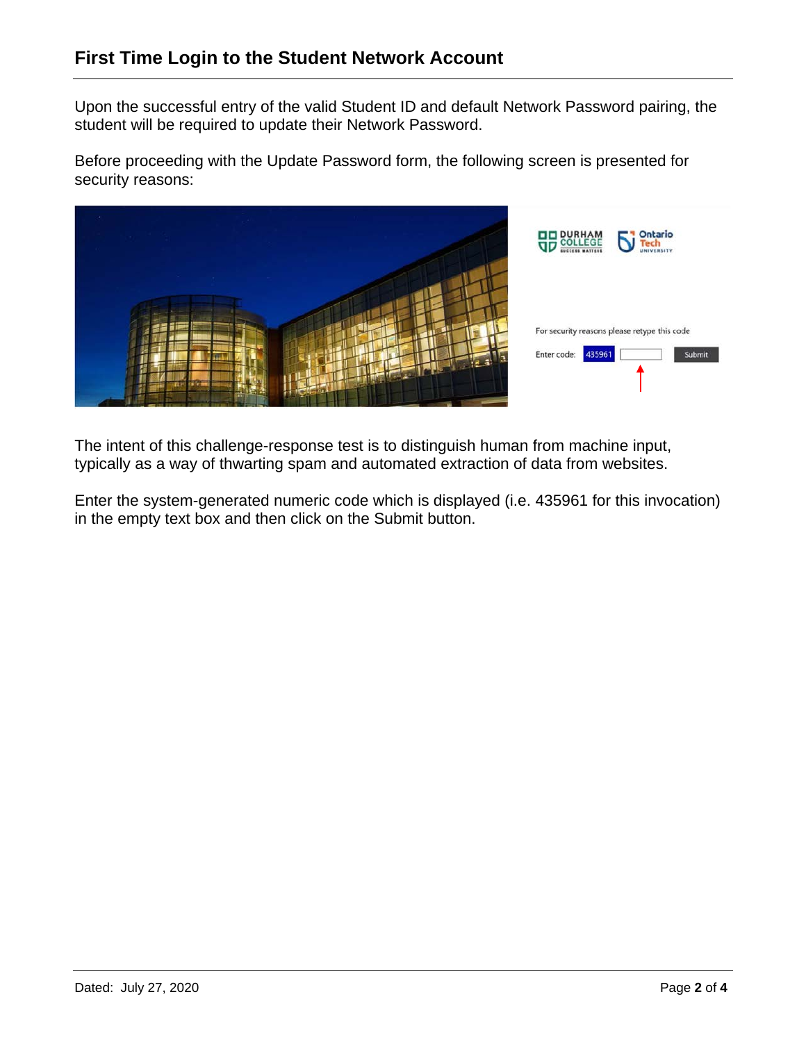## First Time Login to the Student Network Account

Upon the successful entry of the valid Student ID and default Network Password pairing, the student will be required to update their Network Password.

Before proceeding with the Update Password form, the following screen is presented for security reasons:

The intent of this challenge-response test is to distinguish human from machine input, typically as a way of thwarting spam and automated extraction of data from websites.

Enter the system-generated numeric code which is displayed (i.e. 435961 for this invocation) in the empty text box and then click on the Submit button.

Dated: July 27, 2020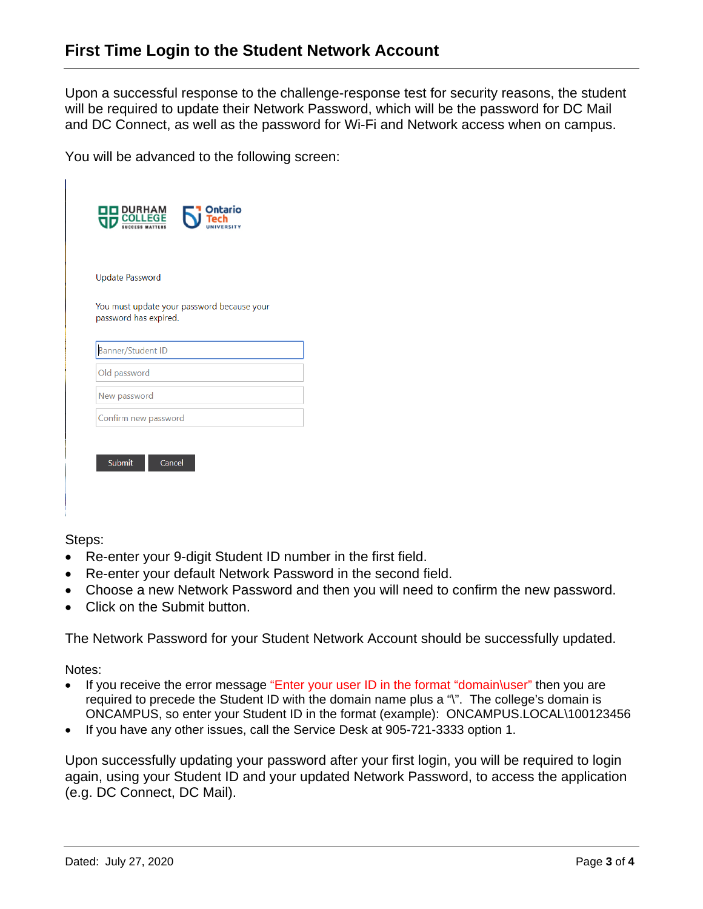## First Time Login to the Student Network Account

Upon a successful response to the challenge-response test for security reasons, the student will be required to update their Network Password, which will be the password for DC Mail and DC Connect, as well as the password for Wi-Fi and Network access when on campus.

You will be advanced to the following screen:

Update Password

You must update your password because your password has expired.

Banner/Student ID

Old password

New password

Confirm new password

Submit Cancel

Steps:

- Re-enter your 9-digit Student ID number in the first field.
- Re-enter your default Network Password in the second field.
- Choose a new Network Password and then you will need to confirm the new password.
- Click on the Submit button.

The Network Password for your Student Network Account should be successfully updated.

Notes:

- If you receive the error message "Enter your user ID in the format "domain\user" then you are required to precede the Student ID with the domain name plus a "\". The college's domain is ONCAMPUS, so enter your Student ID in the format (example): ONCAMPUS.LOCAL\100123456
- If you have any other issues, call the Service Desk at 905-721-3333 option 1.

Upon successfully updating your password after your first login, you will be required to login again, using your Student ID and your updated Network Password, to access the application (e.g. DC Connect, DC Mail).

Dated: July 27, 2020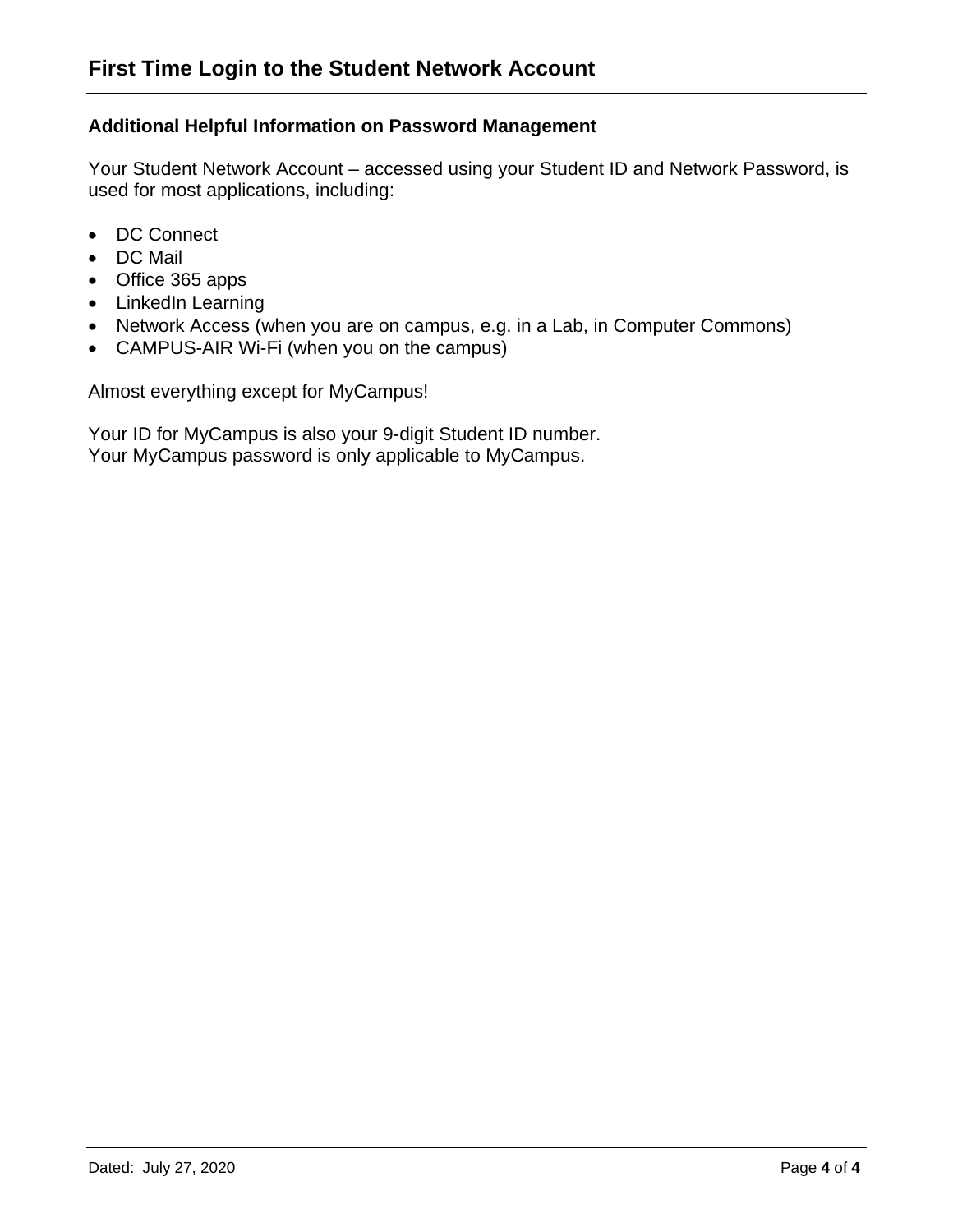## Additional Helpful Information on Password Management

Your Student Network Account – accessed using your Student ID and Network Password, is used for most applications, including:

- DC Connect
- DC Mail
- Office 365 apps
- LinkedIn Learning
- Network Access (when you are on campus, e.g. in a Lab, in Computer Commons)
- CAMPUS-AIR Wi-Fi (when you on the campus)

Almost everything except for MyCampus!

Your ID for MyCampus is also your 9-digit Student ID number.
Your MyCampus password is only applicable to MyCampus.